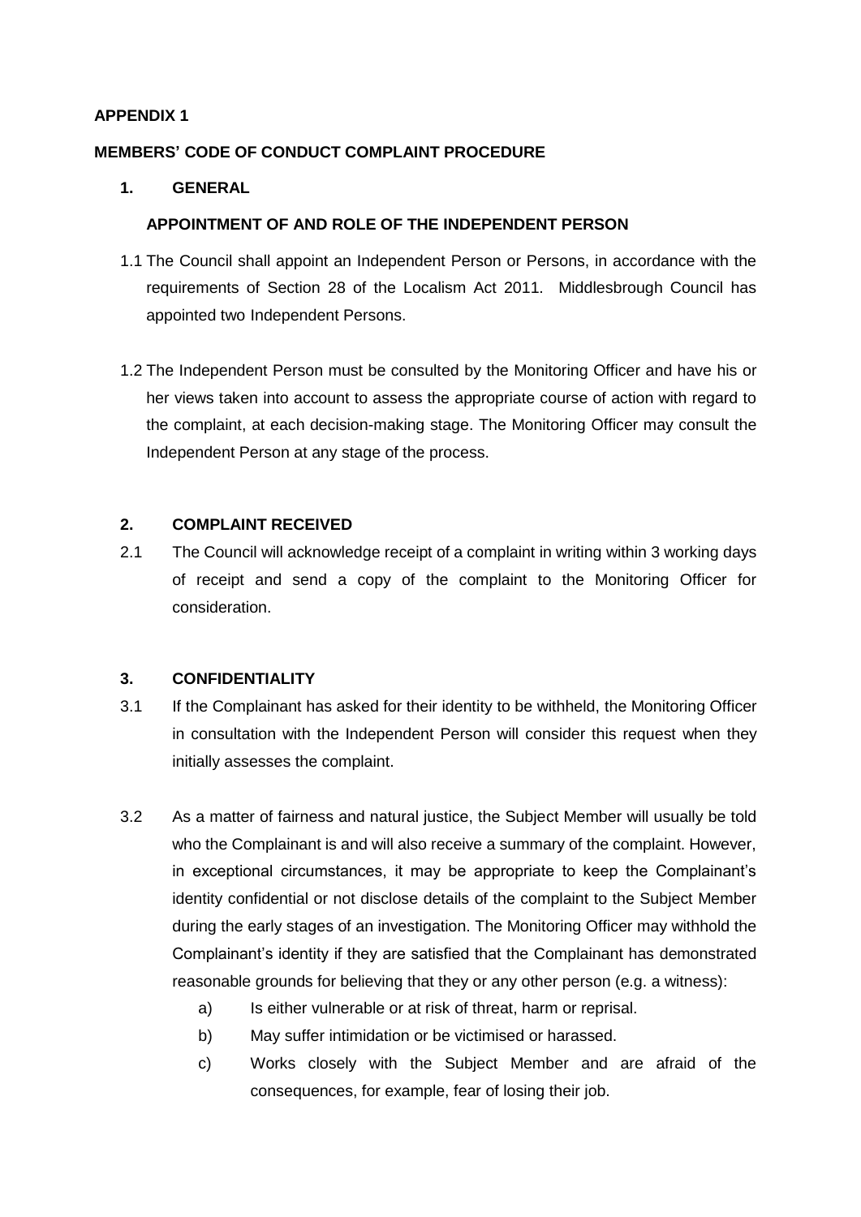**APPENDIX 1**

**MEMBERS' CODE OF CONDUCT COMPLAINT PROCEDURE**

## 1. GENERAL

### APPOINTMENT OF AND ROLE OF THE INDEPENDENT PERSON

1.1 The Council shall appoint an Independent Person or Persons, in accordance with the requirements of Section 28 of the Localism Act 2011. Middlesbrough Council has appointed two Independent Persons.

1.2 The Independent Person must be consulted by the Monitoring Officer and have his or her views taken into account to assess the appropriate course of action with regard to the complaint, at each decision-making stage. The Monitoring Officer may consult the Independent Person at any stage of the process.

## 2. COMPLAINT RECEIVED

2.1 The Council will acknowledge receipt of a complaint in writing within 3 working days of receipt and send a copy of the complaint to the Monitoring Officer for consideration.

## 3. CONFIDENTIALITY

3.1 If the Complainant has asked for their identity to be withheld, the Monitoring Officer in consultation with the Independent Person will consider this request when they initially assesses the complaint.

3.2 As a matter of fairness and natural justice, the Subject Member will usually be told who the Complainant is and will also receive a summary of the complaint. However, in exceptional circumstances, it may be appropriate to keep the Complainant's identity confidential or not disclose details of the complaint to the Subject Member during the early stages of an investigation. The Monitoring Officer may withhold the Complainant's identity if they are satisfied that the Complainant has demonstrated reasonable grounds for believing that they or any other person (e.g. a witness):

a) Is either vulnerable or at risk of threat, harm or reprisal.

b) May suffer intimidation or be victimised or harassed.

c) Works closely with the Subject Member and are afraid of the consequences, for example, fear of losing their job.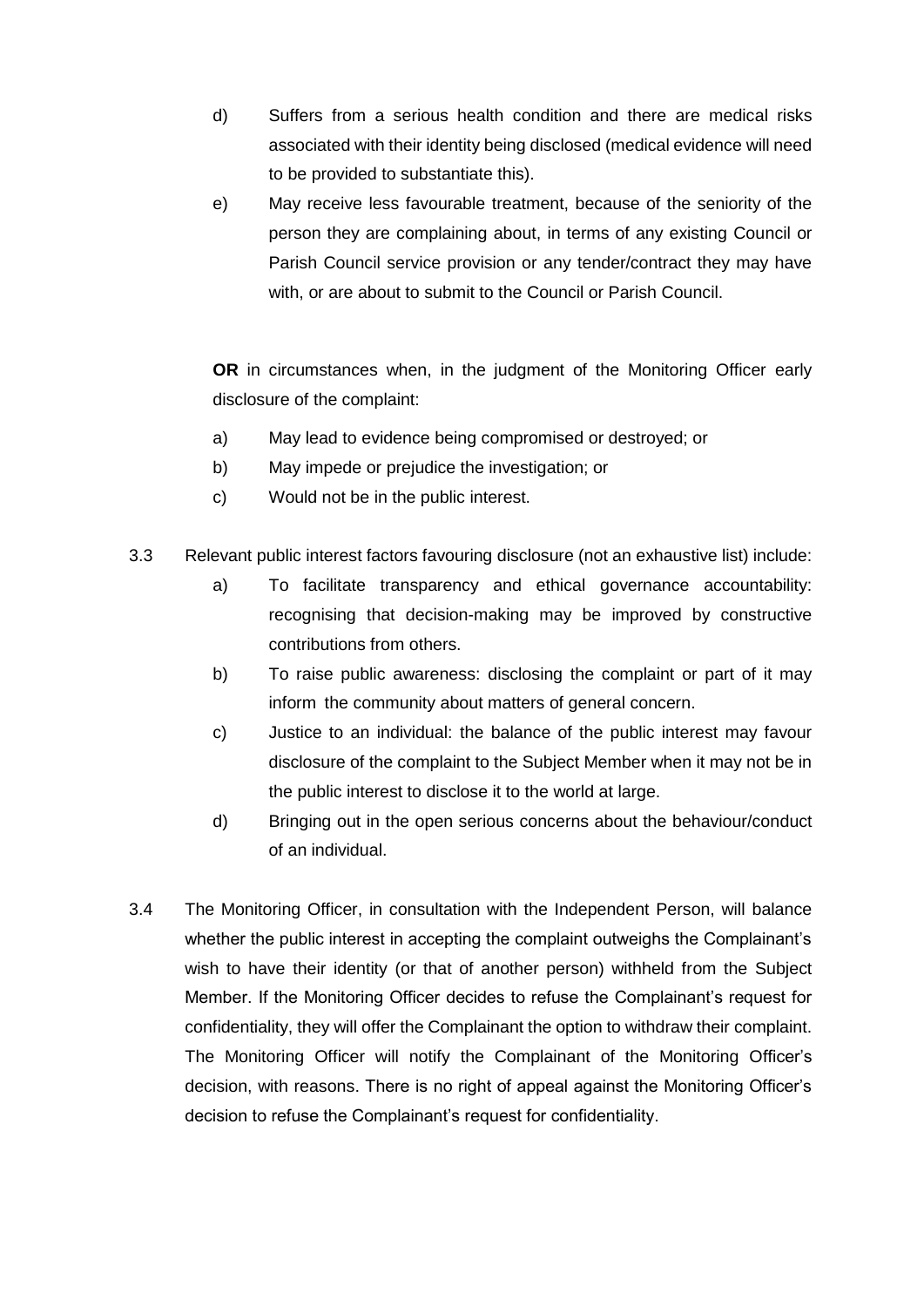d) Suffers from a serious health condition and there are medical risks associated with their identity being disclosed (medical evidence will need to be provided to substantiate this).

e) May receive less favourable treatment, because of the seniority of the person they are complaining about, in terms of any existing Council or Parish Council service provision or any tender/contract they may have with, or are about to submit to the Council or Parish Council.

**OR** in circumstances when, in the judgment of the Monitoring Officer early disclosure of the complaint:

a) May lead to evidence being compromised or destroyed; or

b) May impede or prejudice the investigation; or

c) Would not be in the public interest.

3.3 Relevant public interest factors favouring disclosure (not an exhaustive list) include:

a) To facilitate transparency and ethical governance accountability: recognising that decision-making may be improved by constructive contributions from others.

b) To raise public awareness: disclosing the complaint or part of it may inform the community about matters of general concern.

c) Justice to an individual: the balance of the public interest may favour disclosure of the complaint to the Subject Member when it may not be in the public interest to disclose it to the world at large.

d) Bringing out in the open serious concerns about the behaviour/conduct of an individual.

3.4 The Monitoring Officer, in consultation with the Independent Person, will balance whether the public interest in accepting the complaint outweighs the Complainant's wish to have their identity (or that of another person) withheld from the Subject Member. If the Monitoring Officer decides to refuse the Complainant's request for confidentiality, they will offer the Complainant the option to withdraw their complaint. The Monitoring Officer will notify the Complainant of the Monitoring Officer's decision, with reasons. There is no right of appeal against the Monitoring Officer's decision to refuse the Complainant's request for confidentiality.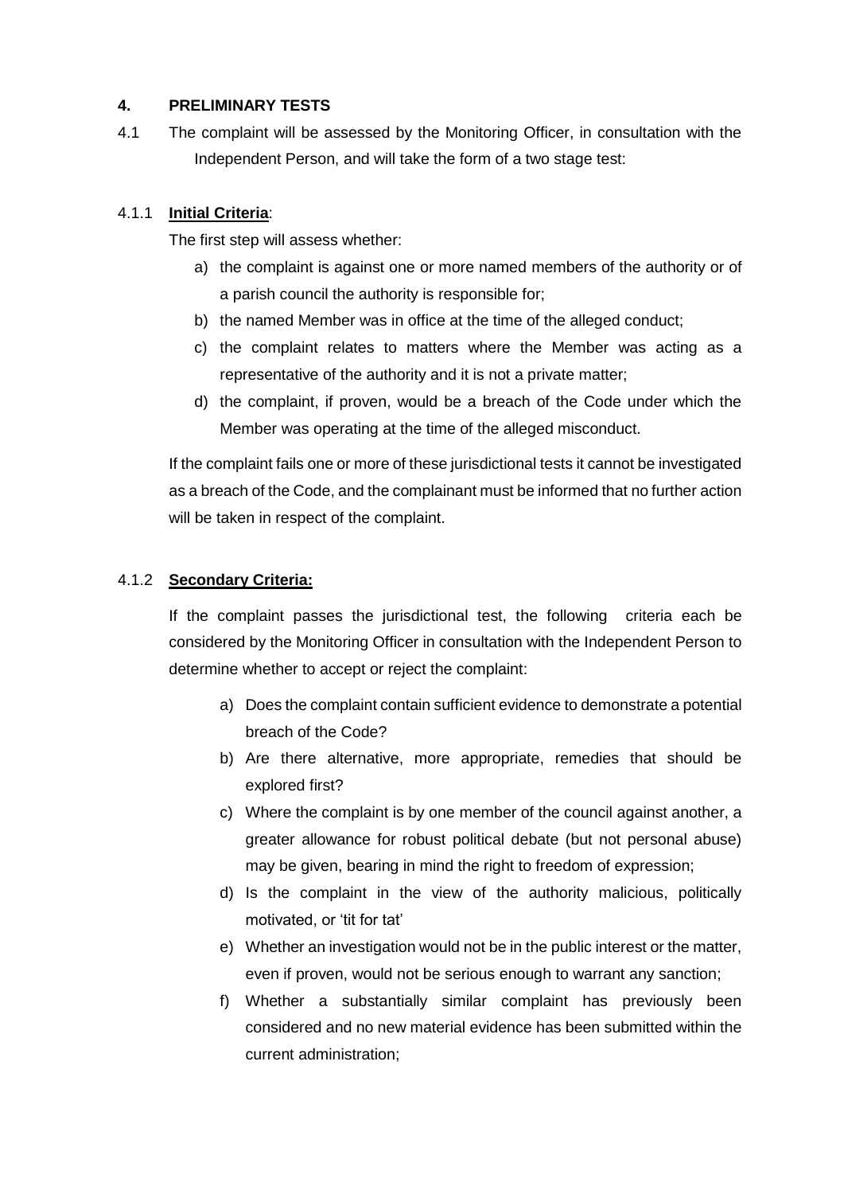## 4. PRELIMINARY TESTS

4.1 The complaint will be assessed by the Monitoring Officer, in consultation with the Independent Person, and will take the form of a two stage test:

4.1.1 **Initial Criteria**:

The first step will assess whether:

a) the complaint is against one or more named members of the authority or of a parish council the authority is responsible for;
b) the named Member was in office at the time of the alleged conduct;
c) the complaint relates to matters where the Member was acting as a representative of the authority and it is not a private matter;
d) the complaint, if proven, would be a breach of the Code under which the Member was operating at the time of the alleged misconduct.

If the complaint fails one or more of these jurisdictional tests it cannot be investigated as a breach of the Code, and the complainant must be informed that no further action will be taken in respect of the complaint.

4.1.2 **Secondary Criteria:**

If the complaint passes the jurisdictional test, the following criteria each be considered by the Monitoring Officer in consultation with the Independent Person to determine whether to accept or reject the complaint:

a) Does the complaint contain sufficient evidence to demonstrate a potential breach of the Code?
b) Are there alternative, more appropriate, remedies that should be explored first?
c) Where the complaint is by one member of the council against another, a greater allowance for robust political debate (but not personal abuse) may be given, bearing in mind the right to freedom of expression;
d) Is the complaint in the view of the authority malicious, politically motivated, or 'tit for tat'
e) Whether an investigation would not be in the public interest or the matter, even if proven, would not be serious enough to warrant any sanction;
f) Whether a substantially similar complaint has previously been considered and no new material evidence has been submitted within the current administration;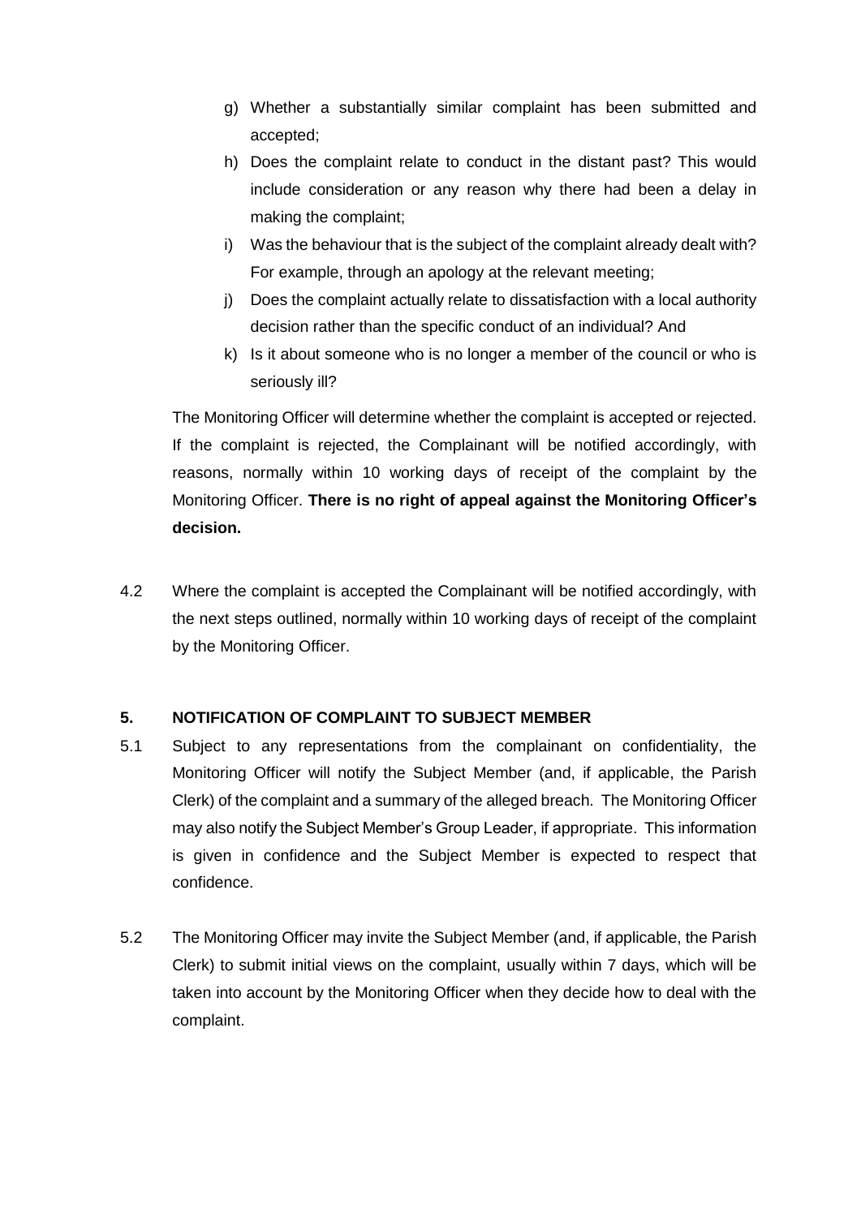g) Whether a substantially similar complaint has been submitted and accepted;
h) Does the complaint relate to conduct in the distant past? This would include consideration or any reason why there had been a delay in making the complaint;
i) Was the behaviour that is the subject of the complaint already dealt with? For example, through an apology at the relevant meeting;
j) Does the complaint actually relate to dissatisfaction with a local authority decision rather than the specific conduct of an individual? And
k) Is it about someone who is no longer a member of the council or who is seriously ill?

The Monitoring Officer will determine whether the complaint is accepted or rejected. If the complaint is rejected, the Complainant will be notified accordingly, with reasons, normally within 10 working days of receipt of the complaint by the Monitoring Officer. **There is no right of appeal against the Monitoring Officer's decision.**

4.2 Where the complaint is accepted the Complainant will be notified accordingly, with the next steps outlined, normally within 10 working days of receipt of the complaint by the Monitoring Officer.

## 5. NOTIFICATION OF COMPLAINT TO SUBJECT MEMBER

5.1 Subject to any representations from the complainant on confidentiality, the Monitoring Officer will notify the Subject Member (and, if applicable, the Parish Clerk) of the complaint and a summary of the alleged breach. The Monitoring Officer may also notify the Subject Member's Group Leader, if appropriate. This information is given in confidence and the Subject Member is expected to respect that confidence.

5.2 The Monitoring Officer may invite the Subject Member (and, if applicable, the Parish Clerk) to submit initial views on the complaint, usually within 7 days, which will be taken into account by the Monitoring Officer when they decide how to deal with the complaint.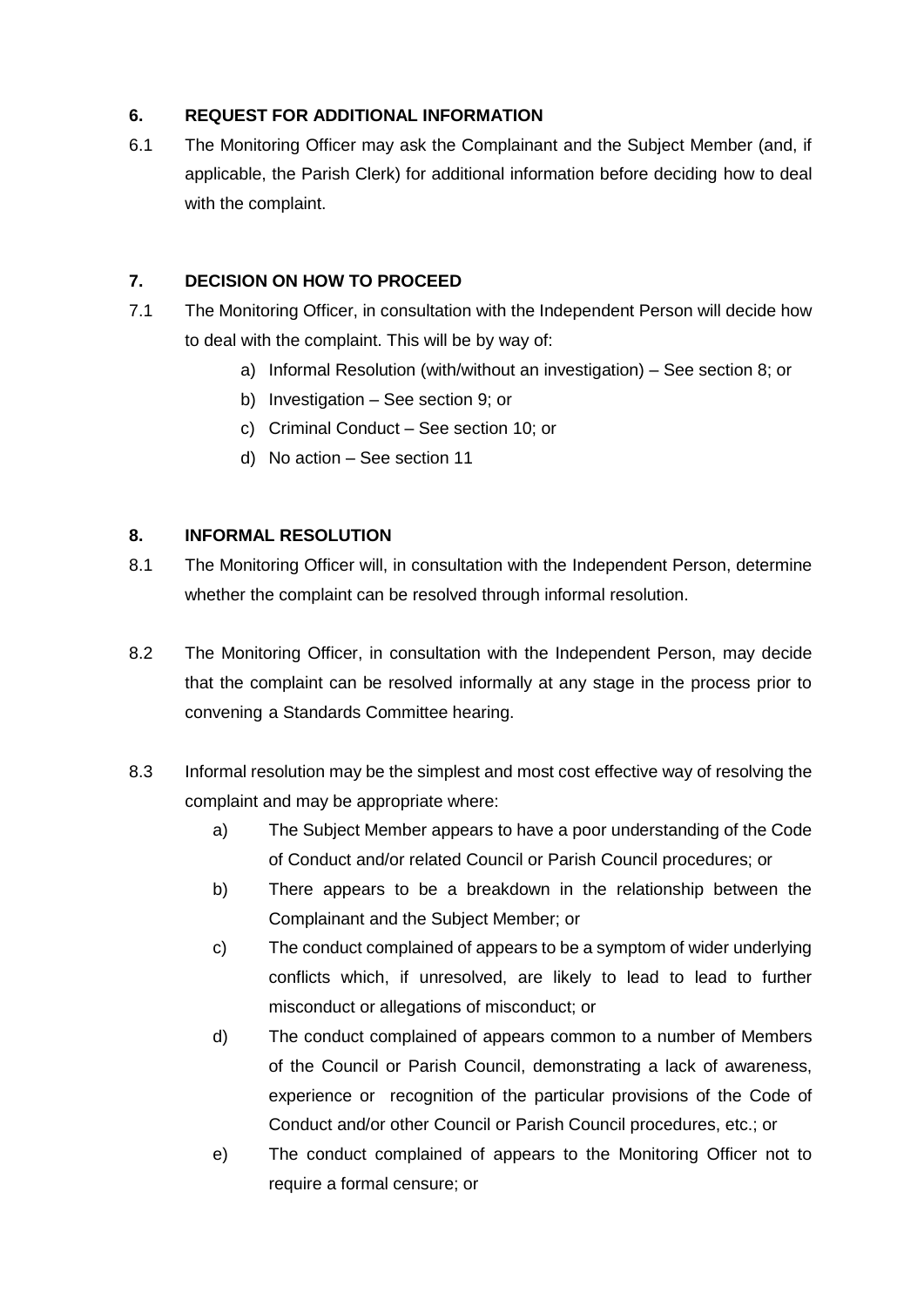## 6. REQUEST FOR ADDITIONAL INFORMATION

6.1 The Monitoring Officer may ask the Complainant and the Subject Member (and, if applicable, the Parish Clerk) for additional information before deciding how to deal with the complaint.

## 7. DECISION ON HOW TO PROCEED

7.1 The Monitoring Officer, in consultation with the Independent Person will decide how to deal with the complaint. This will be by way of:

a) Informal Resolution (with/without an investigation) – See section 8; or
b) Investigation – See section 9; or
c) Criminal Conduct – See section 10; or
d) No action – See section 11

## 8. INFORMAL RESOLUTION

8.1 The Monitoring Officer will, in consultation with the Independent Person, determine whether the complaint can be resolved through informal resolution.

8.2 The Monitoring Officer, in consultation with the Independent Person, may decide that the complaint can be resolved informally at any stage in the process prior to convening a Standards Committee hearing.

8.3 Informal resolution may be the simplest and most cost effective way of resolving the complaint and may be appropriate where:

a) The Subject Member appears to have a poor understanding of the Code of Conduct and/or related Council or Parish Council procedures; or
b) There appears to be a breakdown in the relationship between the Complainant and the Subject Member; or
c) The conduct complained of appears to be a symptom of wider underlying conflicts which, if unresolved, are likely to lead to lead to further misconduct or allegations of misconduct; or
d) The conduct complained of appears common to a number of Members of the Council or Parish Council, demonstrating a lack of awareness, experience or recognition of the particular provisions of the Code of Conduct and/or other Council or Parish Council procedures, etc.; or
e) The conduct complained of appears to the Monitoring Officer not to require a formal censure; or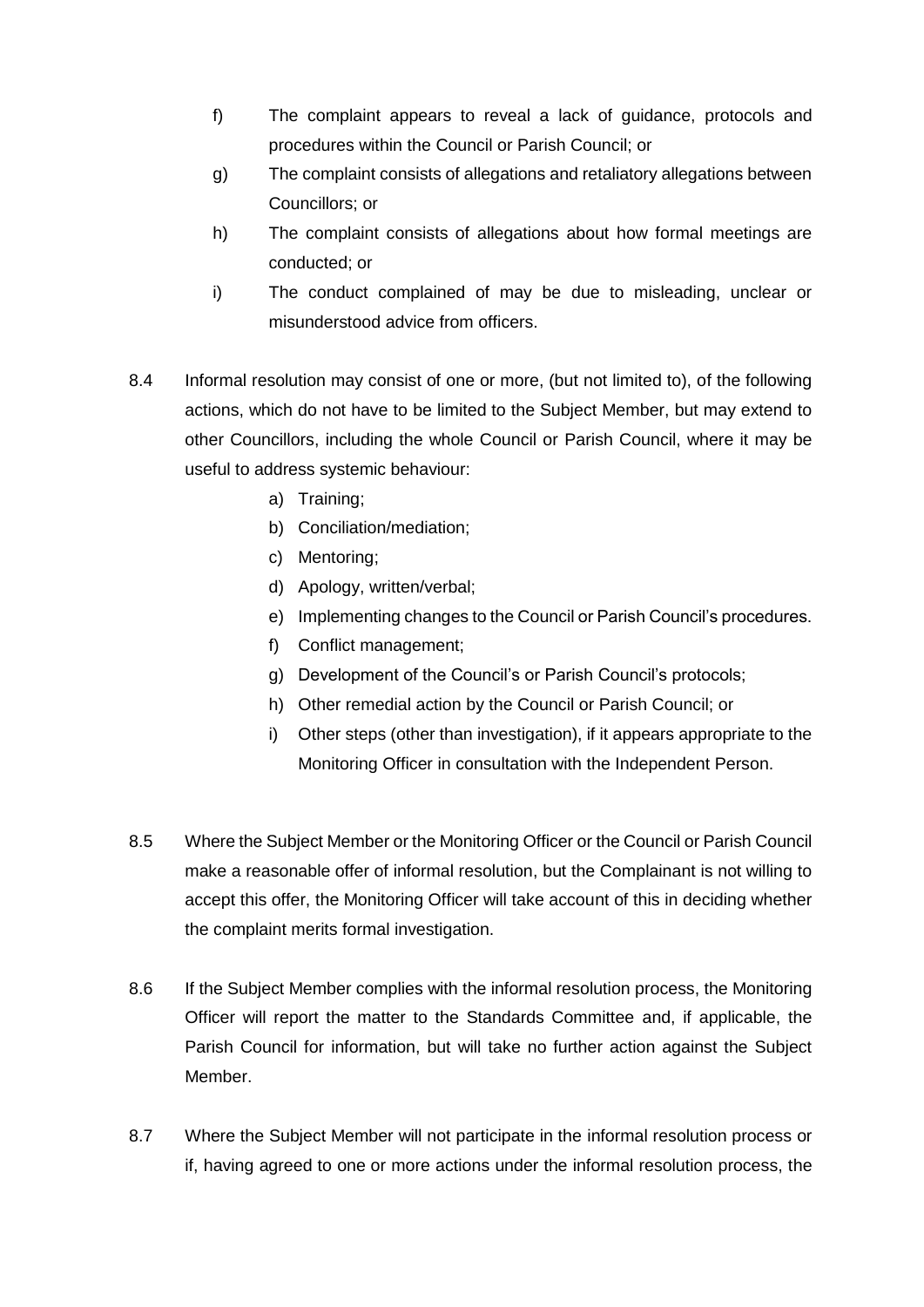f) The complaint appears to reveal a lack of guidance, protocols and procedures within the Council or Parish Council; or

g) The complaint consists of allegations and retaliatory allegations between Councillors; or

h) The complaint consists of allegations about how formal meetings are conducted; or

i) The conduct complained of may be due to misleading, unclear or misunderstood advice from officers.

8.4 Informal resolution may consist of one or more, (but not limited to), of the following actions, which do not have to be limited to the Subject Member, but may extend to other Councillors, including the whole Council or Parish Council, where it may be useful to address systemic behaviour:

a) Training;
b) Conciliation/mediation;
c) Mentoring;
d) Apology, written/verbal;
e) Implementing changes to the Council or Parish Council's procedures.
f) Conflict management;
g) Development of the Council's or Parish Council's protocols;
h) Other remedial action by the Council or Parish Council; or
i) Other steps (other than investigation), if it appears appropriate to the Monitoring Officer in consultation with the Independent Person.

8.5 Where the Subject Member or the Monitoring Officer or the Council or Parish Council make a reasonable offer of informal resolution, but the Complainant is not willing to accept this offer, the Monitoring Officer will take account of this in deciding whether the complaint merits formal investigation.

8.6 If the Subject Member complies with the informal resolution process, the Monitoring Officer will report the matter to the Standards Committee and, if applicable, the Parish Council for information, but will take no further action against the Subject Member.

8.7 Where the Subject Member will not participate in the informal resolution process or if, having agreed to one or more actions under the informal resolution process, the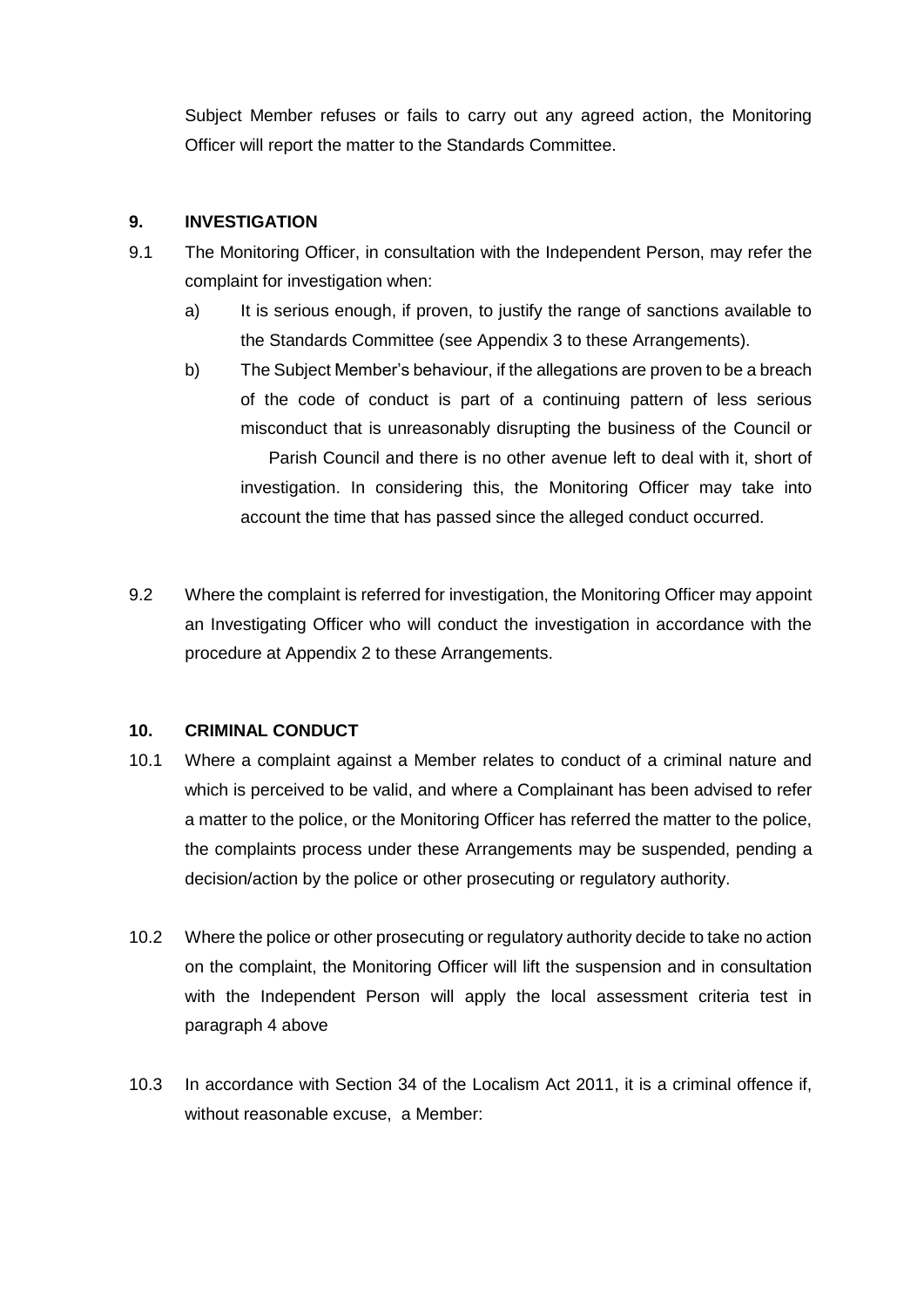Subject Member refuses or fails to carry out any agreed action, the Monitoring Officer will report the matter to the Standards Committee.

## 9. INVESTIGATION

9.1 The Monitoring Officer, in consultation with the Independent Person, may refer the complaint for investigation when:

a) It is serious enough, if proven, to justify the range of sanctions available to the Standards Committee (see Appendix 3 to these Arrangements).

b) The Subject Member's behaviour, if the allegations are proven to be a breach of the code of conduct is part of a continuing pattern of less serious misconduct that is unreasonably disrupting the business of the Council or Parish Council and there is no other avenue left to deal with it, short of investigation. In considering this, the Monitoring Officer may take into account the time that has passed since the alleged conduct occurred.

9.2 Where the complaint is referred for investigation, the Monitoring Officer may appoint an Investigating Officer who will conduct the investigation in accordance with the procedure at Appendix 2 to these Arrangements.

## 10. CRIMINAL CONDUCT

10.1 Where a complaint against a Member relates to conduct of a criminal nature and which is perceived to be valid, and where a Complainant has been advised to refer a matter to the police, or the Monitoring Officer has referred the matter to the police, the complaints process under these Arrangements may be suspended, pending a decision/action by the police or other prosecuting or regulatory authority.

10.2 Where the police or other prosecuting or regulatory authority decide to take no action on the complaint, the Monitoring Officer will lift the suspension and in consultation with the Independent Person will apply the local assessment criteria test in paragraph 4 above

10.3 In accordance with Section 34 of the Localism Act 2011, it is a criminal offence if, without reasonable excuse, a Member: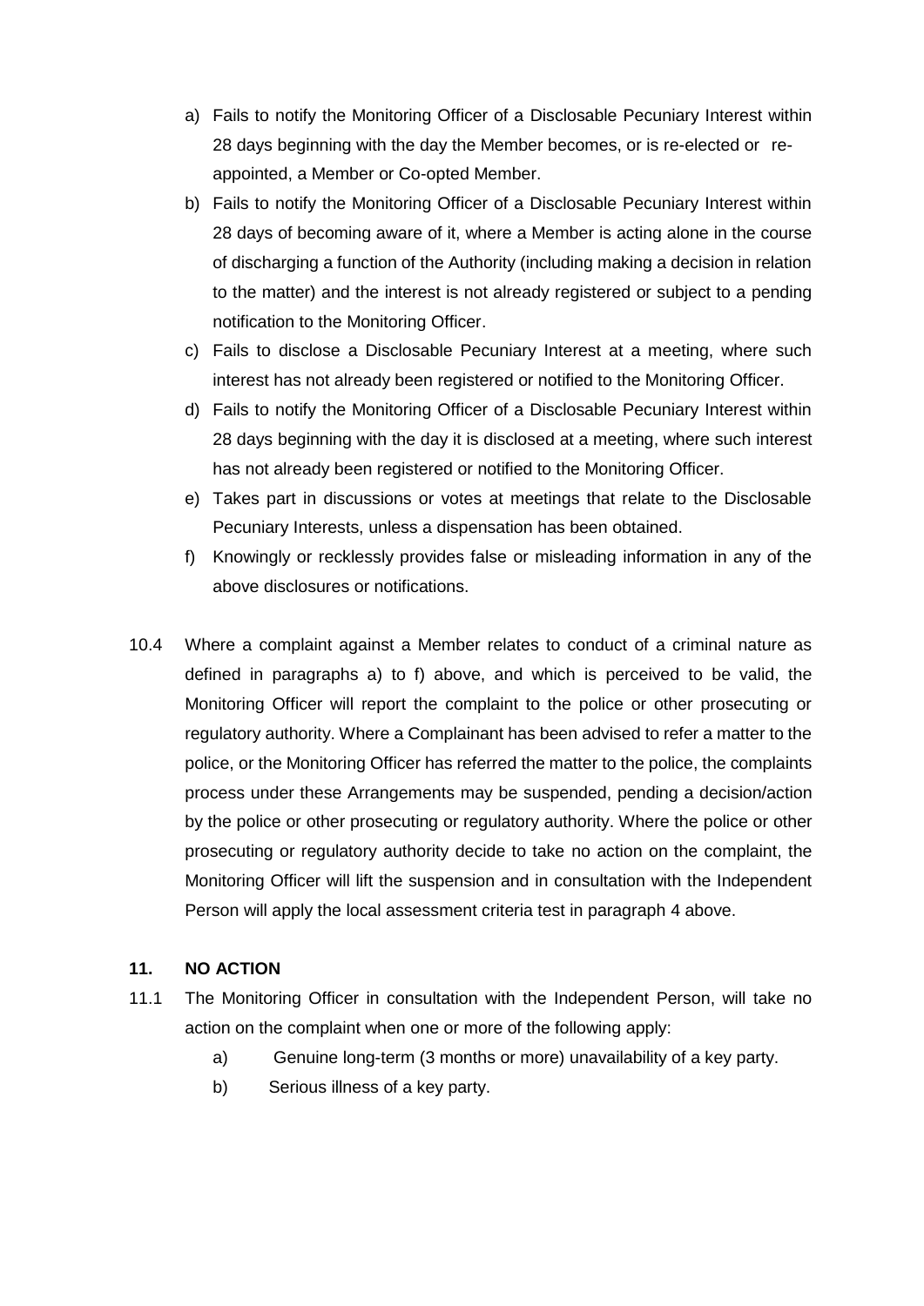a) Fails to notify the Monitoring Officer of a Disclosable Pecuniary Interest within 28 days beginning with the day the Member becomes, or is re-elected or re-appointed, a Member or Co-opted Member.
b) Fails to notify the Monitoring Officer of a Disclosable Pecuniary Interest within 28 days of becoming aware of it, where a Member is acting alone in the course of discharging a function of the Authority (including making a decision in relation to the matter) and the interest is not already registered or subject to a pending notification to the Monitoring Officer.
c) Fails to disclose a Disclosable Pecuniary Interest at a meeting, where such interest has not already been registered or notified to the Monitoring Officer.
d) Fails to notify the Monitoring Officer of a Disclosable Pecuniary Interest within 28 days beginning with the day it is disclosed at a meeting, where such interest has not already been registered or notified to the Monitoring Officer.
e) Takes part in discussions or votes at meetings that relate to the Disclosable Pecuniary Interests, unless a dispensation has been obtained.
f) Knowingly or recklessly provides false or misleading information in any of the above disclosures or notifications.

10.4 Where a complaint against a Member relates to conduct of a criminal nature as defined in paragraphs a) to f) above, and which is perceived to be valid, the Monitoring Officer will report the complaint to the police or other prosecuting or regulatory authority. Where a Complainant has been advised to refer a matter to the police, or the Monitoring Officer has referred the matter to the police, the complaints process under these Arrangements may be suspended, pending a decision/action by the police or other prosecuting or regulatory authority. Where the police or other prosecuting or regulatory authority decide to take no action on the complaint, the Monitoring Officer will lift the suspension and in consultation with the Independent Person will apply the local assessment criteria test in paragraph 4 above.

## 11. NO ACTION

11.1 The Monitoring Officer in consultation with the Independent Person, will take no action on the complaint when one or more of the following apply:

a) Genuine long-term (3 months or more) unavailability of a key party.
b) Serious illness of a key party.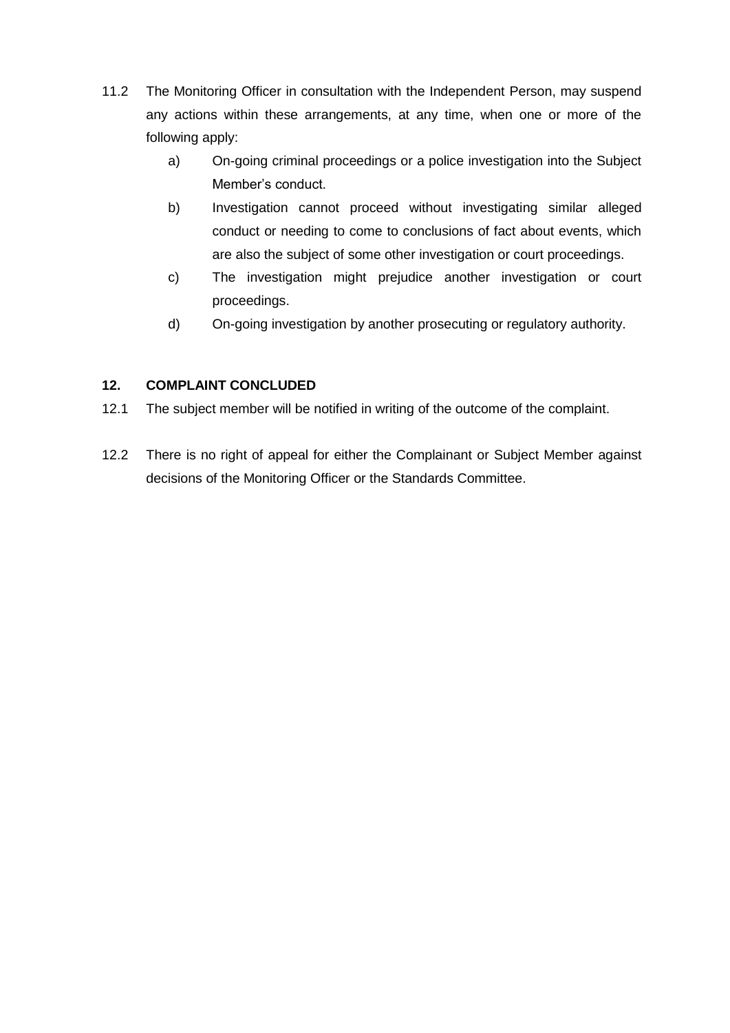11.2 The Monitoring Officer in consultation with the Independent Person, may suspend any actions within these arrangements, at any time, when one or more of the following apply:

   a) On-going criminal proceedings or a police investigation into the Subject Member's conduct.

   b) Investigation cannot proceed without investigating similar alleged conduct or needing to come to conclusions of fact about events, which are also the subject of some other investigation or court proceedings.

   c) The investigation might prejudice another investigation or court proceedings.

   d) On-going investigation by another prosecuting or regulatory authority.

## 12. COMPLAINT CONCLUDED

12.1 The subject member will be notified in writing of the outcome of the complaint.

12.2 There is no right of appeal for either the Complainant or Subject Member against decisions of the Monitoring Officer or the Standards Committee.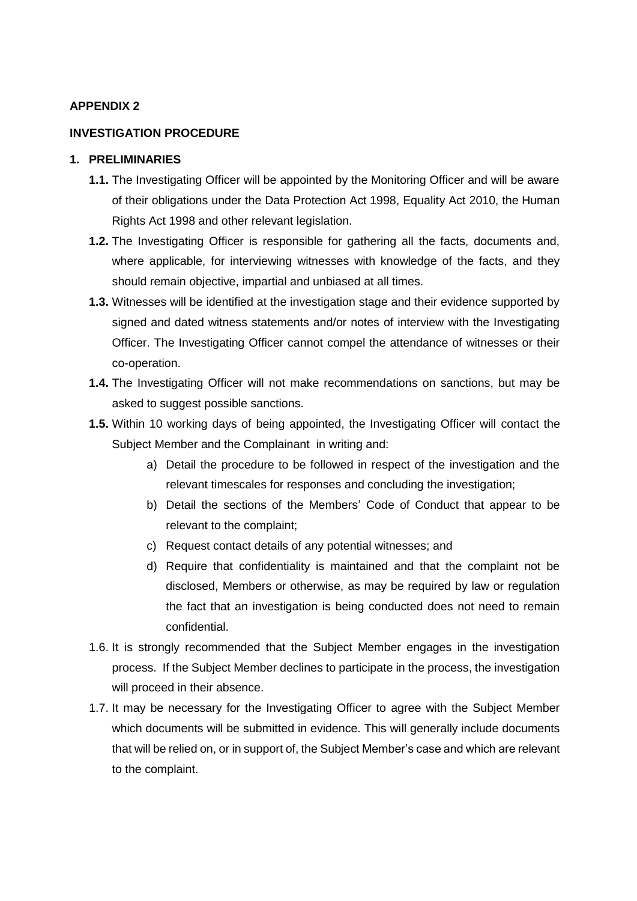**APPENDIX 2**

**INVESTIGATION PROCEDURE**

**1. PRELIMINARIES**

**1.1.** The Investigating Officer will be appointed by the Monitoring Officer and will be aware of their obligations under the Data Protection Act 1998, Equality Act 2010, the Human Rights Act 1998 and other relevant legislation.

**1.2.** The Investigating Officer is responsible for gathering all the facts, documents and, where applicable, for interviewing witnesses with knowledge of the facts, and they should remain objective, impartial and unbiased at all times.

**1.3.** Witnesses will be identified at the investigation stage and their evidence supported by signed and dated witness statements and/or notes of interview with the Investigating Officer. The Investigating Officer cannot compel the attendance of witnesses or their co-operation.

**1.4.** The Investigating Officer will not make recommendations on sanctions, but may be asked to suggest possible sanctions.

**1.5.** Within 10 working days of being appointed, the Investigating Officer will contact the Subject Member and the Complainant in writing and:

a) Detail the procedure to be followed in respect of the investigation and the relevant timescales for responses and concluding the investigation;

b) Detail the sections of the Members' Code of Conduct that appear to be relevant to the complaint;

c) Request contact details of any potential witnesses; and

d) Require that confidentiality is maintained and that the complaint not be disclosed, Members or otherwise, as may be required by law or regulation the fact that an investigation is being conducted does not need to remain confidential.

1.6. It is strongly recommended that the Subject Member engages in the investigation process. If the Subject Member declines to participate in the process, the investigation will proceed in their absence.

1.7. It may be necessary for the Investigating Officer to agree with the Subject Member which documents will be submitted in evidence. This will generally include documents that will be relied on, or in support of, the Subject Member's case and which are relevant to the complaint.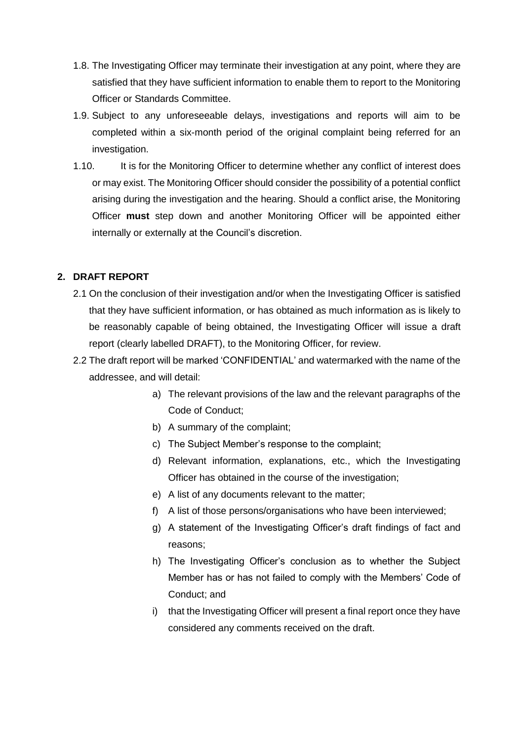1.8. The Investigating Officer may terminate their investigation at any point, where they are satisfied that they have sufficient information to enable them to report to the Monitoring Officer or Standards Committee.

1.9. Subject to any unforeseeable delays, investigations and reports will aim to be completed within a six-month period of the original complaint being referred for an investigation.

1.10. It is for the Monitoring Officer to determine whether any conflict of interest does or may exist. The Monitoring Officer should consider the possibility of a potential conflict arising during the investigation and the hearing. Should a conflict arise, the Monitoring Officer **must** step down and another Monitoring Officer will be appointed either internally or externally at the Council's discretion.

## 2. DRAFT REPORT

2.1 On the conclusion of their investigation and/or when the Investigating Officer is satisfied that they have sufficient information, or has obtained as much information as is likely to be reasonably capable of being obtained, the Investigating Officer will issue a draft report (clearly labelled DRAFT), to the Monitoring Officer, for review.

2.2 The draft report will be marked 'CONFIDENTIAL' and watermarked with the name of the addressee, and will detail:

a) The relevant provisions of the law and the relevant paragraphs of the Code of Conduct;

b) A summary of the complaint;

c) The Subject Member's response to the complaint;

d) Relevant information, explanations, etc., which the Investigating Officer has obtained in the course of the investigation;

e) A list of any documents relevant to the matter;

f) A list of those persons/organisations who have been interviewed;

g) A statement of the Investigating Officer's draft findings of fact and reasons;

h) The Investigating Officer's conclusion as to whether the Subject Member has or has not failed to comply with the Members' Code of Conduct; and

i) that the Investigating Officer will present a final report once they have considered any comments received on the draft.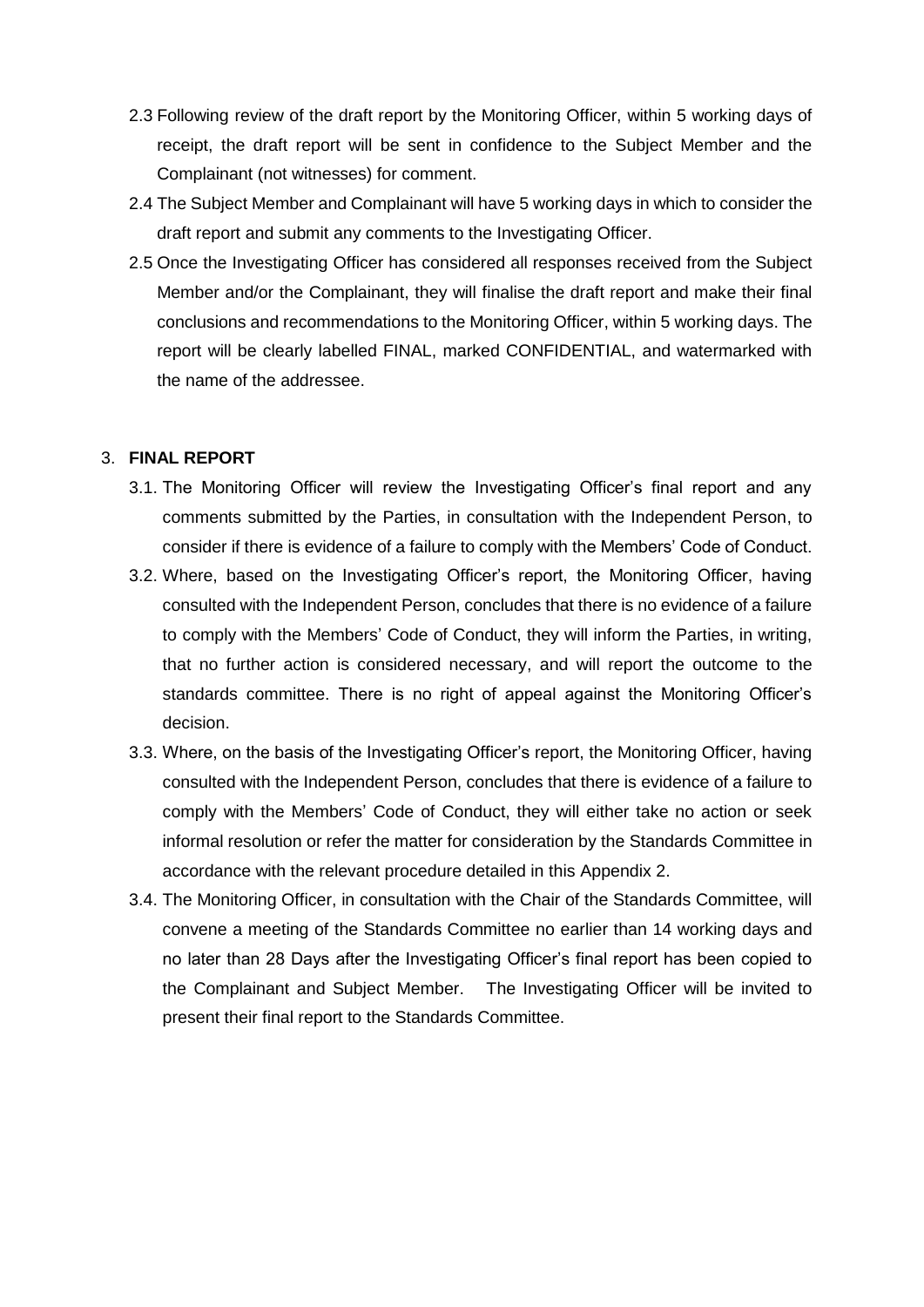2.3 Following review of the draft report by the Monitoring Officer, within 5 working days of receipt, the draft report will be sent in confidence to the Subject Member and the Complainant (not witnesses) for comment.

2.4 The Subject Member and Complainant will have 5 working days in which to consider the draft report and submit any comments to the Investigating Officer.

2.5 Once the Investigating Officer has considered all responses received from the Subject Member and/or the Complainant, they will finalise the draft report and make their final conclusions and recommendations to the Monitoring Officer, within 5 working days. The report will be clearly labelled FINAL, marked CONFIDENTIAL, and watermarked with the name of the addressee.

3. **FINAL REPORT**

3.1. The Monitoring Officer will review the Investigating Officer's final report and any comments submitted by the Parties, in consultation with the Independent Person, to consider if there is evidence of a failure to comply with the Members' Code of Conduct.

3.2. Where, based on the Investigating Officer's report, the Monitoring Officer, having consulted with the Independent Person, concludes that there is no evidence of a failure to comply with the Members' Code of Conduct, they will inform the Parties, in writing, that no further action is considered necessary, and will report the outcome to the standards committee. There is no right of appeal against the Monitoring Officer's decision.

3.3. Where, on the basis of the Investigating Officer's report, the Monitoring Officer, having consulted with the Independent Person, concludes that there is evidence of a failure to comply with the Members' Code of Conduct, they will either take no action or seek informal resolution or refer the matter for consideration by the Standards Committee in accordance with the relevant procedure detailed in this Appendix 2.

3.4. The Monitoring Officer, in consultation with the Chair of the Standards Committee, will convene a meeting of the Standards Committee no earlier than 14 working days and no later than 28 Days after the Investigating Officer's final report has been copied to the Complainant and Subject Member. The Investigating Officer will be invited to present their final report to the Standards Committee.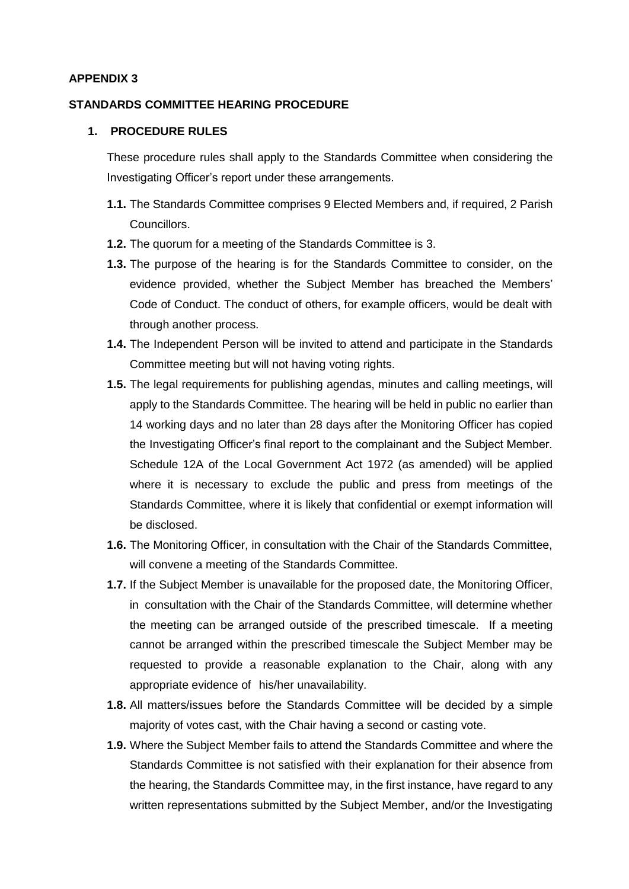**APPENDIX 3**

**STANDARDS COMMITTEE HEARING PROCEDURE**

**1. PROCEDURE RULES**

These procedure rules shall apply to the Standards Committee when considering the Investigating Officer's report under these arrangements.

**1.1.** The Standards Committee comprises 9 Elected Members and, if required, 2 Parish Councillors.

**1.2.** The quorum for a meeting of the Standards Committee is 3.

**1.3.** The purpose of the hearing is for the Standards Committee to consider, on the evidence provided, whether the Subject Member has breached the Members' Code of Conduct. The conduct of others, for example officers, would be dealt with through another process.

**1.4.** The Independent Person will be invited to attend and participate in the Standards Committee meeting but will not having voting rights.

**1.5.** The legal requirements for publishing agendas, minutes and calling meetings, will apply to the Standards Committee. The hearing will be held in public no earlier than 14 working days and no later than 28 days after the Monitoring Officer has copied the Investigating Officer's final report to the complainant and the Subject Member. Schedule 12A of the Local Government Act 1972 (as amended) will be applied where it is necessary to exclude the public and press from meetings of the Standards Committee, where it is likely that confidential or exempt information will be disclosed.

**1.6.** The Monitoring Officer, in consultation with the Chair of the Standards Committee, will convene a meeting of the Standards Committee.

**1.7.** If the Subject Member is unavailable for the proposed date, the Monitoring Officer, in consultation with the Chair of the Standards Committee, will determine whether the meeting can be arranged outside of the prescribed timescale. If a meeting cannot be arranged within the prescribed timescale the Subject Member may be requested to provide a reasonable explanation to the Chair, along with any appropriate evidence of his/her unavailability.

**1.8.** All matters/issues before the Standards Committee will be decided by a simple majority of votes cast, with the Chair having a second or casting vote.

**1.9.** Where the Subject Member fails to attend the Standards Committee and where the Standards Committee is not satisfied with their explanation for their absence from the hearing, the Standards Committee may, in the first instance, have regard to any written representations submitted by the Subject Member, and/or the Investigating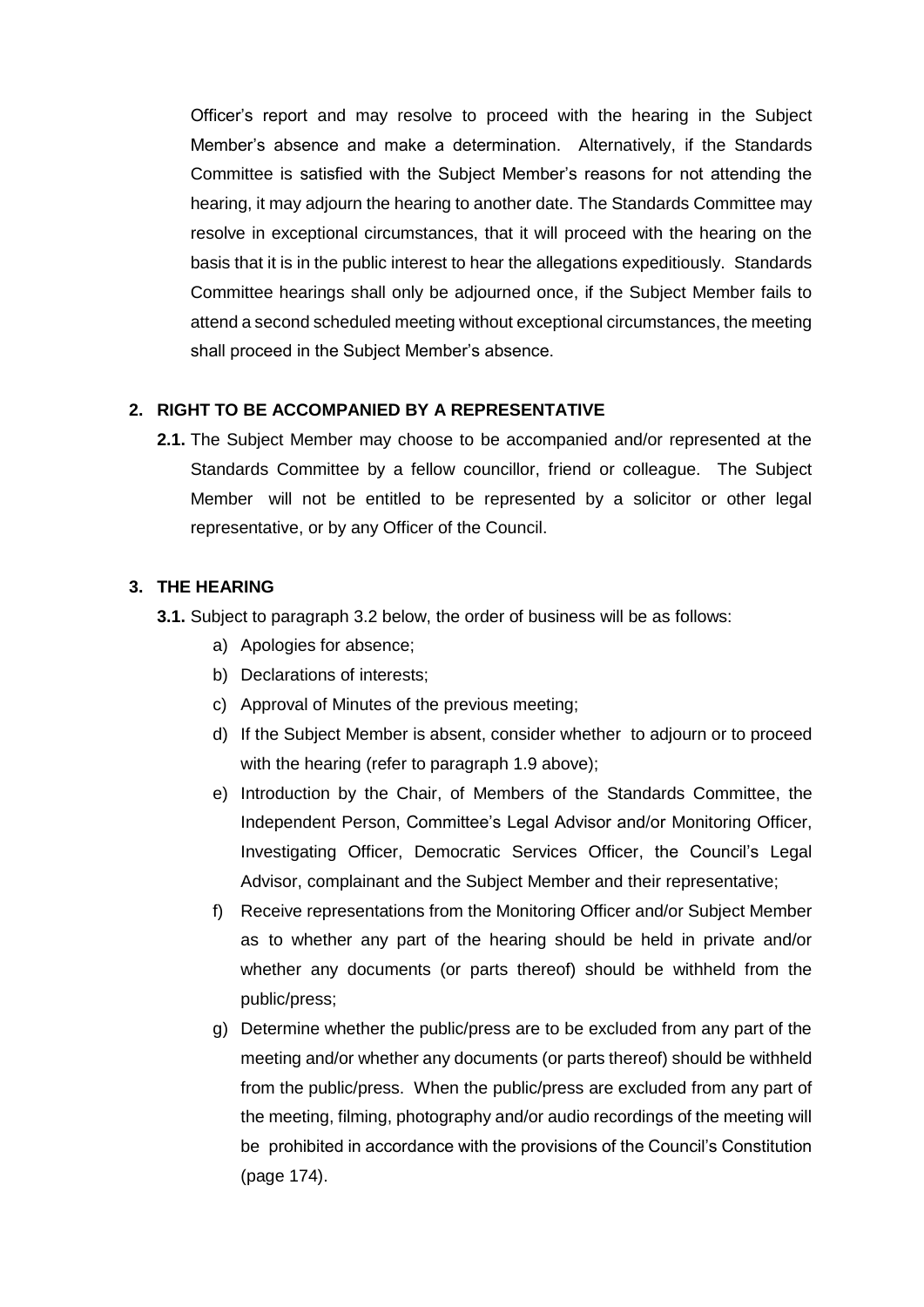Officer's report and may resolve to proceed with the hearing in the Subject Member's absence and make a determination. Alternatively, if the Standards Committee is satisfied with the Subject Member's reasons for not attending the hearing, it may adjourn the hearing to another date. The Standards Committee may resolve in exceptional circumstances, that it will proceed with the hearing on the basis that it is in the public interest to hear the allegations expeditiously. Standards Committee hearings shall only be adjourned once, if the Subject Member fails to attend a second scheduled meeting without exceptional circumstances, the meeting shall proceed in the Subject Member's absence.

## 2. RIGHT TO BE ACCOMPANIED BY A REPRESENTATIVE

**2.1.** The Subject Member may choose to be accompanied and/or represented at the Standards Committee by a fellow councillor, friend or colleague. The Subject Member will not be entitled to be represented by a solicitor or other legal representative, or by any Officer of the Council.

## 3. THE HEARING

**3.1.** Subject to paragraph 3.2 below, the order of business will be as follows:

a) Apologies for absence;

b) Declarations of interests;

c) Approval of Minutes of the previous meeting;

d) If the Subject Member is absent, consider whether to adjourn or to proceed with the hearing (refer to paragraph 1.9 above);

e) Introduction by the Chair, of Members of the Standards Committee, the Independent Person, Committee's Legal Advisor and/or Monitoring Officer, Investigating Officer, Democratic Services Officer, the Council's Legal Advisor, complainant and the Subject Member and their representative;

f) Receive representations from the Monitoring Officer and/or Subject Member as to whether any part of the hearing should be held in private and/or whether any documents (or parts thereof) should be withheld from the public/press;

g) Determine whether the public/press are to be excluded from any part of the meeting and/or whether any documents (or parts thereof) should be withheld from the public/press. When the public/press are excluded from any part of the meeting, filming, photography and/or audio recordings of the meeting will be prohibited in accordance with the provisions of the Council's Constitution (page 174).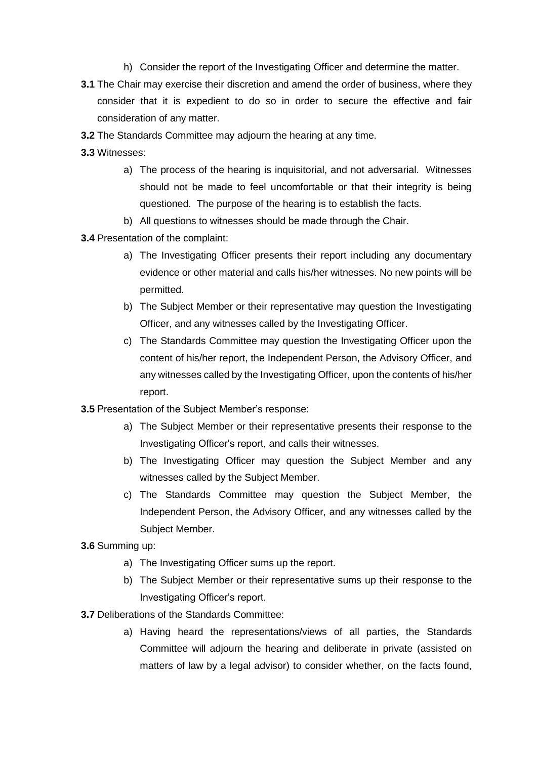h) Consider the report of the Investigating Officer and determine the matter.

**3.1** The Chair may exercise their discretion and amend the order of business, where they consider that it is expedient to do so in order to secure the effective and fair consideration of any matter.

**3.2** The Standards Committee may adjourn the hearing at any time.

**3.3** Witnesses:

a) The process of the hearing is inquisitorial, and not adversarial. Witnesses should not be made to feel uncomfortable or that their integrity is being questioned. The purpose of the hearing is to establish the facts.

b) All questions to witnesses should be made through the Chair.

**3.4** Presentation of the complaint:

a) The Investigating Officer presents their report including any documentary evidence or other material and calls his/her witnesses. No new points will be permitted.

b) The Subject Member or their representative may question the Investigating Officer, and any witnesses called by the Investigating Officer.

c) The Standards Committee may question the Investigating Officer upon the content of his/her report, the Independent Person, the Advisory Officer, and any witnesses called by the Investigating Officer, upon the contents of his/her report.

**3.5** Presentation of the Subject Member's response:

a) The Subject Member or their representative presents their response to the Investigating Officer's report, and calls their witnesses.

b) The Investigating Officer may question the Subject Member and any witnesses called by the Subject Member.

c) The Standards Committee may question the Subject Member, the Independent Person, the Advisory Officer, and any witnesses called by the Subject Member.

**3.6** Summing up:

a) The Investigating Officer sums up the report.

b) The Subject Member or their representative sums up their response to the Investigating Officer's report.

**3.7** Deliberations of the Standards Committee:

a) Having heard the representations/views of all parties, the Standards Committee will adjourn the hearing and deliberate in private (assisted on matters of law by a legal advisor) to consider whether, on the facts found,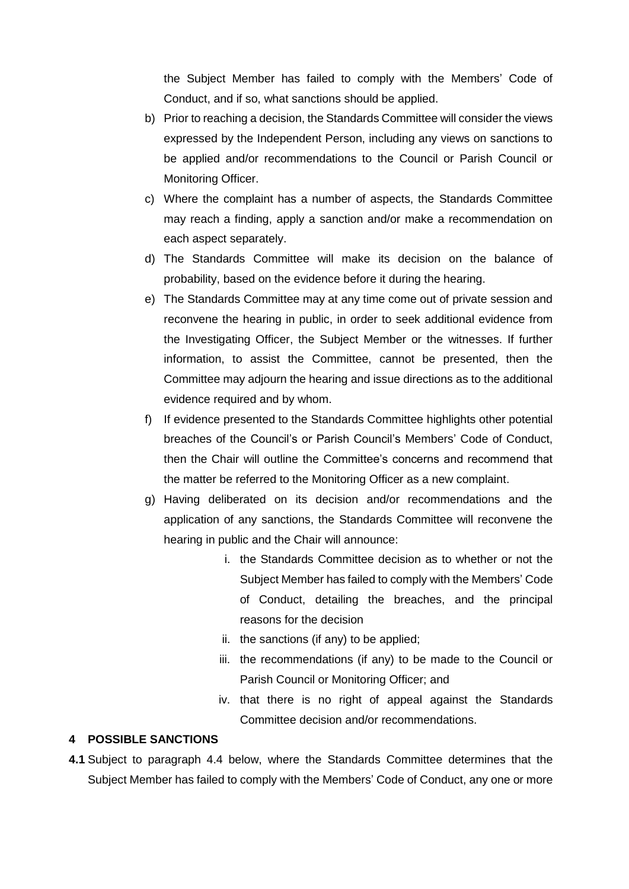the Subject Member has failed to comply with the Members' Code of Conduct, and if so, what sanctions should be applied.

b) Prior to reaching a decision, the Standards Committee will consider the views expressed by the Independent Person, including any views on sanctions to be applied and/or recommendations to the Council or Parish Council or Monitoring Officer.

c) Where the complaint has a number of aspects, the Standards Committee may reach a finding, apply a sanction and/or make a recommendation on each aspect separately.

d) The Standards Committee will make its decision on the balance of probability, based on the evidence before it during the hearing.

e) The Standards Committee may at any time come out of private session and reconvene the hearing in public, in order to seek additional evidence from the Investigating Officer, the Subject Member or the witnesses. If further information, to assist the Committee, cannot be presented, then the Committee may adjourn the hearing and issue directions as to the additional evidence required and by whom.

f) If evidence presented to the Standards Committee highlights other potential breaches of the Council's or Parish Council's Members' Code of Conduct, then the Chair will outline the Committee's concerns and recommend that the matter be referred to the Monitoring Officer as a new complaint.

g) Having deliberated on its decision and/or recommendations and the application of any sanctions, the Standards Committee will reconvene the hearing in public and the Chair will announce:

   i. the Standards Committee decision as to whether or not the Subject Member has failed to comply with the Members' Code of Conduct, detailing the breaches, and the principal reasons for the decision
   ii. the sanctions (if any) to be applied;
   iii. the recommendations (if any) to be made to the Council or Parish Council or Monitoring Officer; and
   iv. that there is no right of appeal against the Standards Committee decision and/or recommendations.

## 4 POSSIBLE SANCTIONS

**4.1** Subject to paragraph 4.4 below, where the Standards Committee determines that the Subject Member has failed to comply with the Members' Code of Conduct, any one or more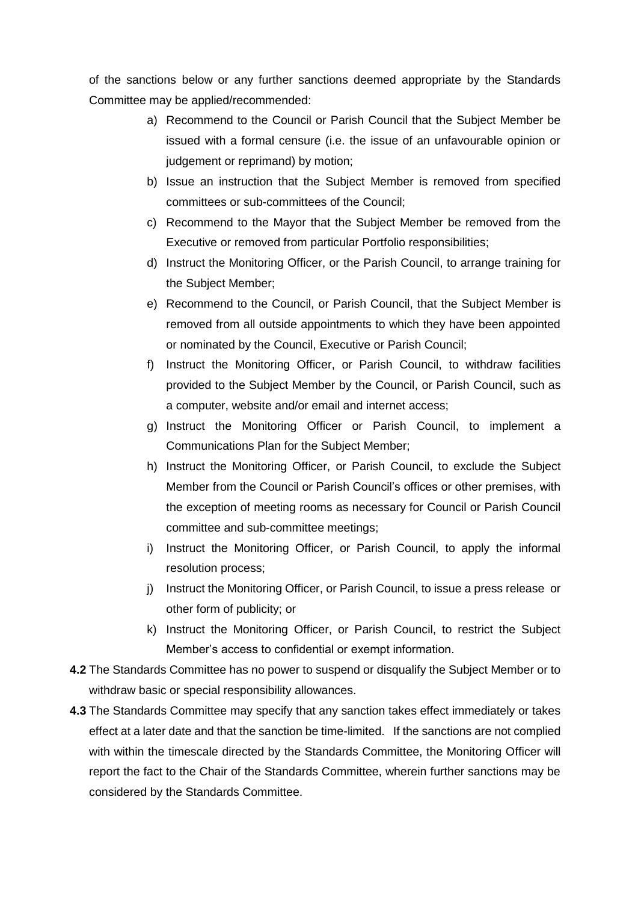of the sanctions below or any further sanctions deemed appropriate by the Standards Committee may be applied/recommended:

a) Recommend to the Council or Parish Council that the Subject Member be issued with a formal censure (i.e. the issue of an unfavourable opinion or judgement or reprimand) by motion;
b) Issue an instruction that the Subject Member is removed from specified committees or sub-committees of the Council;
c) Recommend to the Mayor that the Subject Member be removed from the Executive or removed from particular Portfolio responsibilities;
d) Instruct the Monitoring Officer, or the Parish Council, to arrange training for the Subject Member;
e) Recommend to the Council, or Parish Council, that the Subject Member is removed from all outside appointments to which they have been appointed or nominated by the Council, Executive or Parish Council;
f) Instruct the Monitoring Officer, or Parish Council, to withdraw facilities provided to the Subject Member by the Council, or Parish Council, such as a computer, website and/or email and internet access;
g) Instruct the Monitoring Officer or Parish Council, to implement a Communications Plan for the Subject Member;
h) Instruct the Monitoring Officer, or Parish Council, to exclude the Subject Member from the Council or Parish Council's offices or other premises, with the exception of meeting rooms as necessary for Council or Parish Council committee and sub-committee meetings;
i) Instruct the Monitoring Officer, or Parish Council, to apply the informal resolution process;
j) Instruct the Monitoring Officer, or Parish Council, to issue a press release or other form of publicity; or
k) Instruct the Monitoring Officer, or Parish Council, to restrict the Subject Member's access to confidential or exempt information.

**4.2** The Standards Committee has no power to suspend or disqualify the Subject Member or to withdraw basic or special responsibility allowances.

**4.3** The Standards Committee may specify that any sanction takes effect immediately or takes effect at a later date and that the sanction be time-limited. If the sanctions are not complied with within the timescale directed by the Standards Committee, the Monitoring Officer will report the fact to the Chair of the Standards Committee, wherein further sanctions may be considered by the Standards Committee.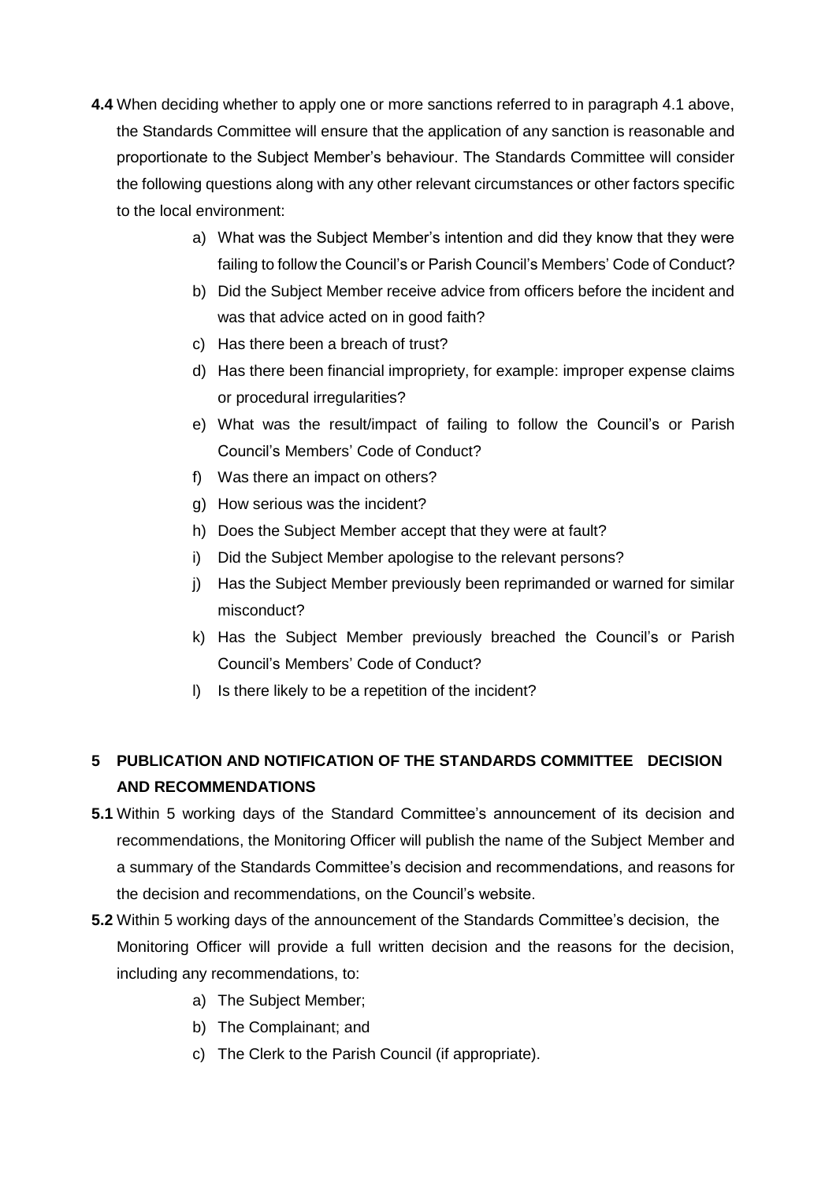**4.4** When deciding whether to apply one or more sanctions referred to in paragraph 4.1 above, the Standards Committee will ensure that the application of any sanction is reasonable and proportionate to the Subject Member's behaviour. The Standards Committee will consider the following questions along with any other relevant circumstances or other factors specific to the local environment:

a) What was the Subject Member's intention and did they know that they were failing to follow the Council's or Parish Council's Members' Code of Conduct?
b) Did the Subject Member receive advice from officers before the incident and was that advice acted on in good faith?
c) Has there been a breach of trust?
d) Has there been financial impropriety, for example: improper expense claims or procedural irregularities?
e) What was the result/impact of failing to follow the Council's or Parish Council's Members' Code of Conduct?
f) Was there an impact on others?
g) How serious was the incident?
h) Does the Subject Member accept that they were at fault?
i) Did the Subject Member apologise to the relevant persons?
j) Has the Subject Member previously been reprimanded or warned for similar misconduct?
k) Has the Subject Member previously breached the Council's or Parish Council's Members' Code of Conduct?
l) Is there likely to be a repetition of the incident?

## 5 PUBLICATION AND NOTIFICATION OF THE STANDARDS COMMITTEE DECISION AND RECOMMENDATIONS

**5.1** Within 5 working days of the Standard Committee's announcement of its decision and recommendations, the Monitoring Officer will publish the name of the Subject Member and a summary of the Standards Committee's decision and recommendations, and reasons for the decision and recommendations, on the Council's website.

**5.2** Within 5 working days of the announcement of the Standards Committee's decision, the Monitoring Officer will provide a full written decision and the reasons for the decision, including any recommendations, to:

a) The Subject Member;
b) The Complainant; and
c) The Clerk to the Parish Council (if appropriate).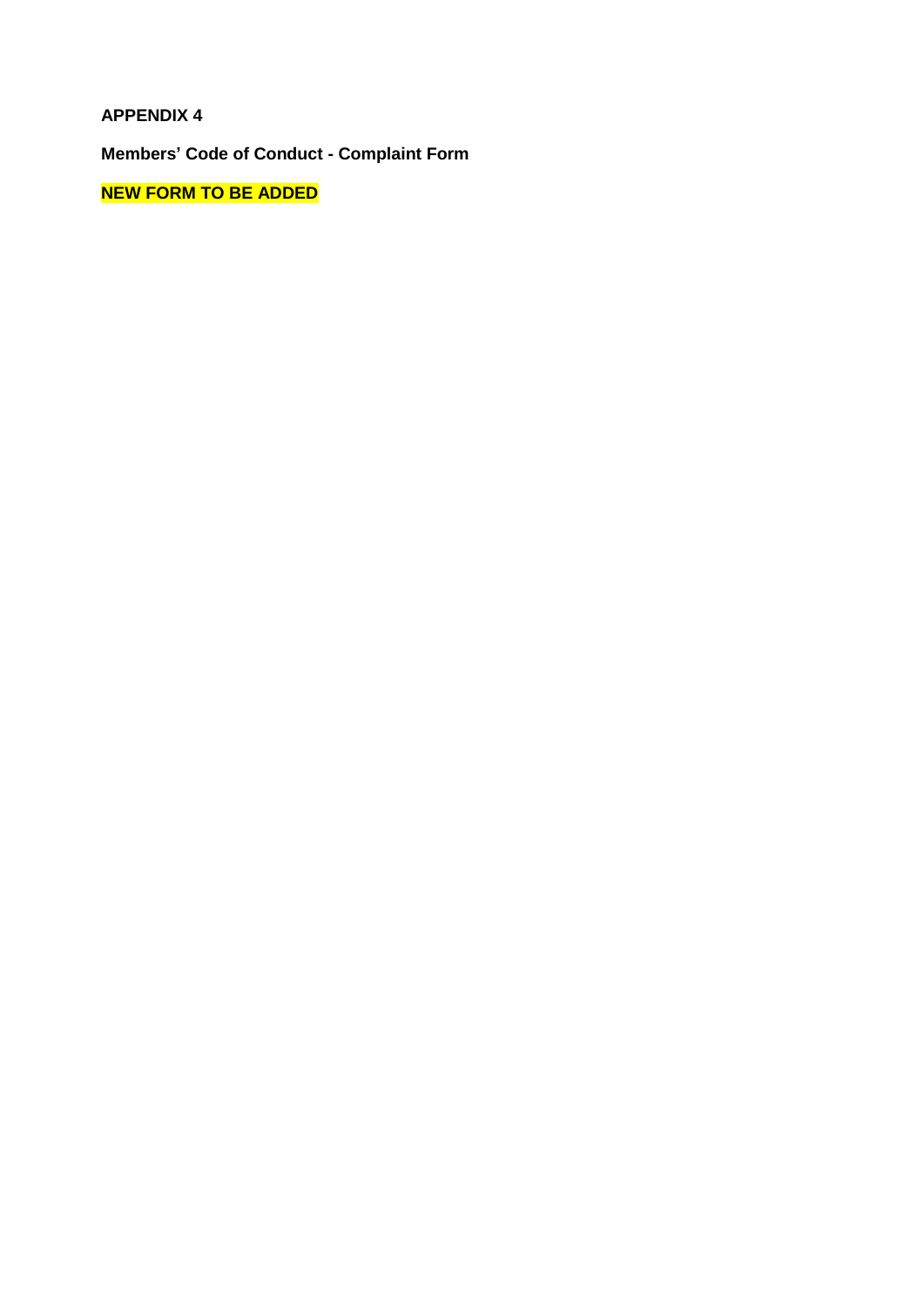**APPENDIX 4**

**Members' Code of Conduct - Complaint Form**

**NEW FORM TO BE ADDED**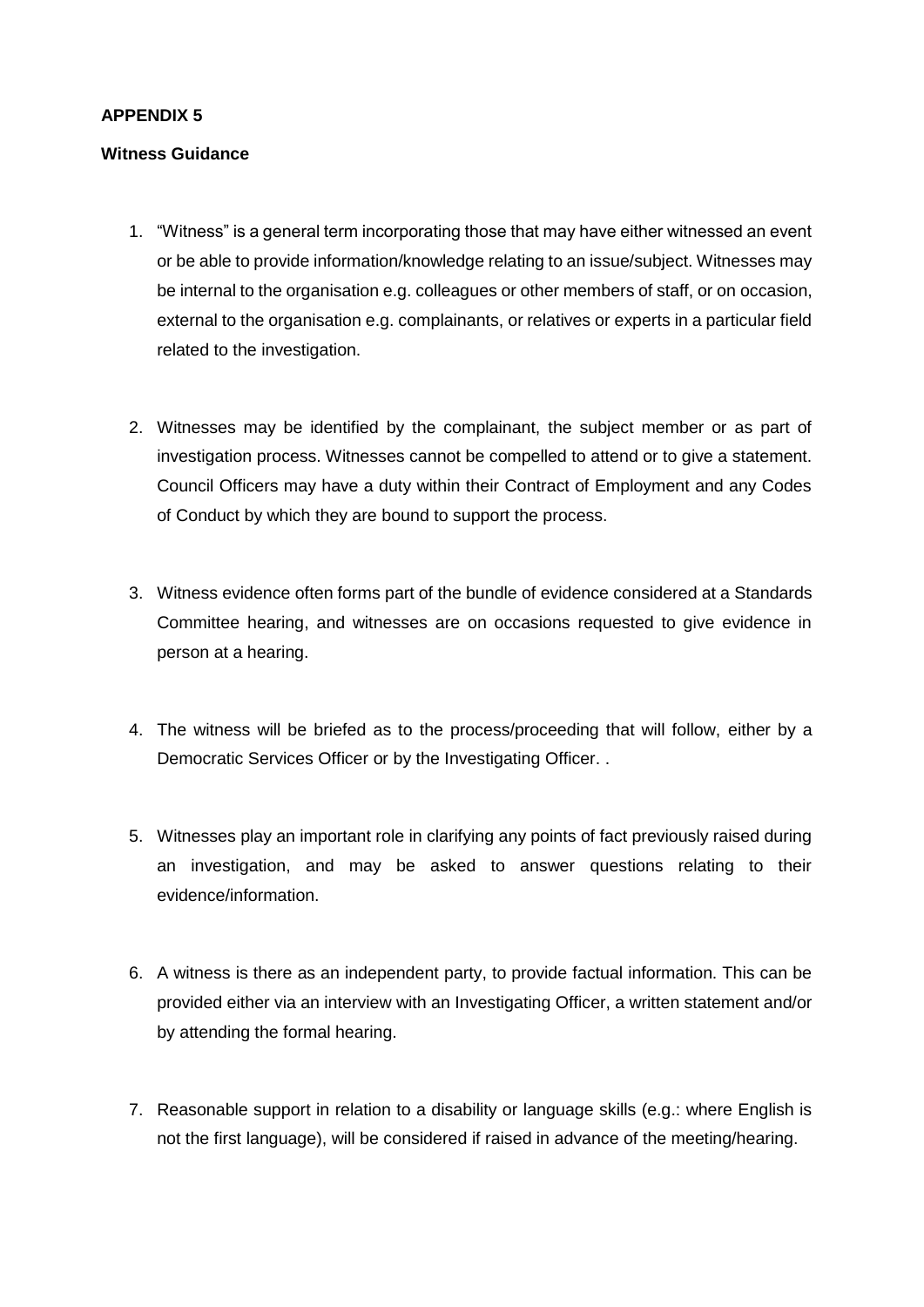**APPENDIX 5**

**Witness Guidance**

1. "Witness" is a general term incorporating those that may have either witnessed an event or be able to provide information/knowledge relating to an issue/subject. Witnesses may be internal to the organisation e.g. colleagues or other members of staff, or on occasion, external to the organisation e.g. complainants, or relatives or experts in a particular field related to the investigation.

2. Witnesses may be identified by the complainant, the subject member or as part of investigation process. Witnesses cannot be compelled to attend or to give a statement. Council Officers may have a duty within their Contract of Employment and any Codes of Conduct by which they are bound to support the process.

3. Witness evidence often forms part of the bundle of evidence considered at a Standards Committee hearing, and witnesses are on occasions requested to give evidence in person at a hearing.

4. The witness will be briefed as to the process/proceeding that will follow, either by a Democratic Services Officer or by the Investigating Officer. .

5. Witnesses play an important role in clarifying any points of fact previously raised during an investigation, and may be asked to answer questions relating to their evidence/information.

6. A witness is there as an independent party, to provide factual information. This can be provided either via an interview with an Investigating Officer, a written statement and/or by attending the formal hearing.

7. Reasonable support in relation to a disability or language skills (e.g.: where English is not the first language), will be considered if raised in advance of the meeting/hearing.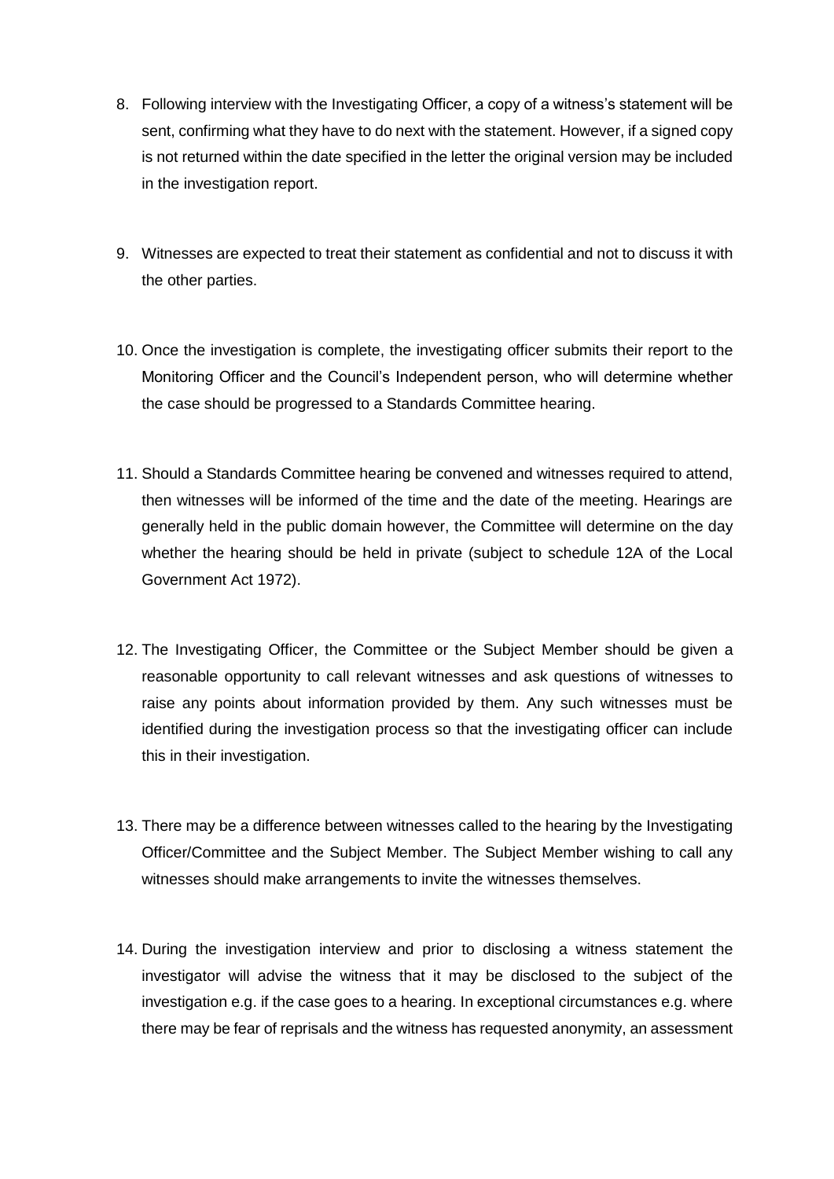8. Following interview with the Investigating Officer, a copy of a witness's statement will be sent, confirming what they have to do next with the statement. However, if a signed copy is not returned within the date specified in the letter the original version may be included in the investigation report.

9. Witnesses are expected to treat their statement as confidential and not to discuss it with the other parties.

10. Once the investigation is complete, the investigating officer submits their report to the Monitoring Officer and the Council's Independent person, who will determine whether the case should be progressed to a Standards Committee hearing.

11. Should a Standards Committee hearing be convened and witnesses required to attend, then witnesses will be informed of the time and the date of the meeting. Hearings are generally held in the public domain however, the Committee will determine on the day whether the hearing should be held in private (subject to schedule 12A of the Local Government Act 1972).

12. The Investigating Officer, the Committee or the Subject Member should be given a reasonable opportunity to call relevant witnesses and ask questions of witnesses to raise any points about information provided by them. Any such witnesses must be identified during the investigation process so that the investigating officer can include this in their investigation.

13. There may be a difference between witnesses called to the hearing by the Investigating Officer/Committee and the Subject Member. The Subject Member wishing to call any witnesses should make arrangements to invite the witnesses themselves.

14. During the investigation interview and prior to disclosing a witness statement the investigator will advise the witness that it may be disclosed to the subject of the investigation e.g. if the case goes to a hearing. In exceptional circumstances e.g. where there may be fear of reprisals and the witness has requested anonymity, an assessment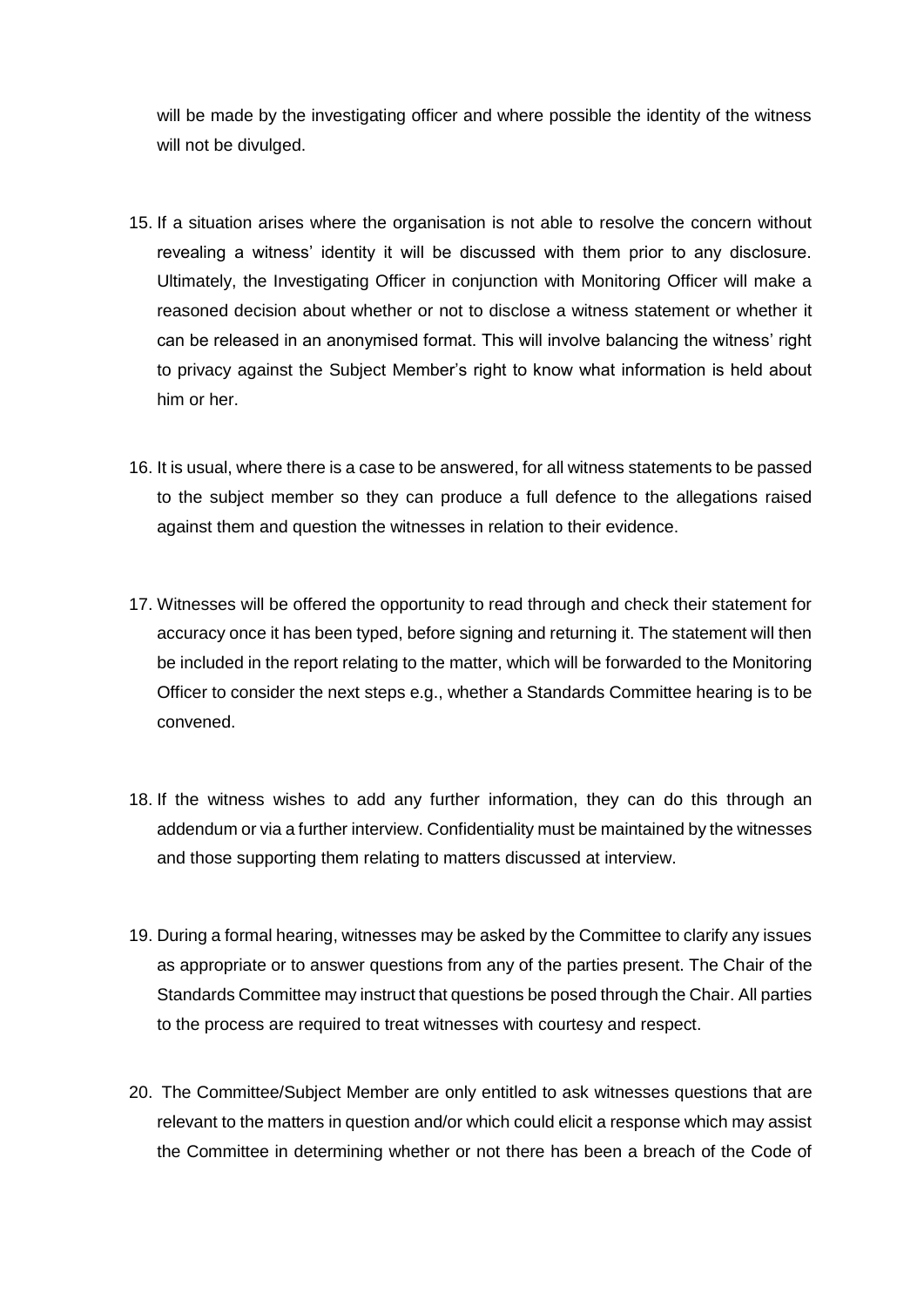will be made by the investigating officer and where possible the identity of the witness will not be divulged.

15. If a situation arises where the organisation is not able to resolve the concern without revealing a witness' identity it will be discussed with them prior to any disclosure. Ultimately, the Investigating Officer in conjunction with Monitoring Officer will make a reasoned decision about whether or not to disclose a witness statement or whether it can be released in an anonymised format. This will involve balancing the witness' right to privacy against the Subject Member's right to know what information is held about him or her.

16. It is usual, where there is a case to be answered, for all witness statements to be passed to the subject member so they can produce a full defence to the allegations raised against them and question the witnesses in relation to their evidence.

17. Witnesses will be offered the opportunity to read through and check their statement for accuracy once it has been typed, before signing and returning it. The statement will then be included in the report relating to the matter, which will be forwarded to the Monitoring Officer to consider the next steps e.g., whether a Standards Committee hearing is to be convened.

18. If the witness wishes to add any further information, they can do this through an addendum or via a further interview. Confidentiality must be maintained by the witnesses and those supporting them relating to matters discussed at interview.

19. During a formal hearing, witnesses may be asked by the Committee to clarify any issues as appropriate or to answer questions from any of the parties present. The Chair of the Standards Committee may instruct that questions be posed through the Chair. All parties to the process are required to treat witnesses with courtesy and respect.

20. The Committee/Subject Member are only entitled to ask witnesses questions that are relevant to the matters in question and/or which could elicit a response which may assist the Committee in determining whether or not there has been a breach of the Code of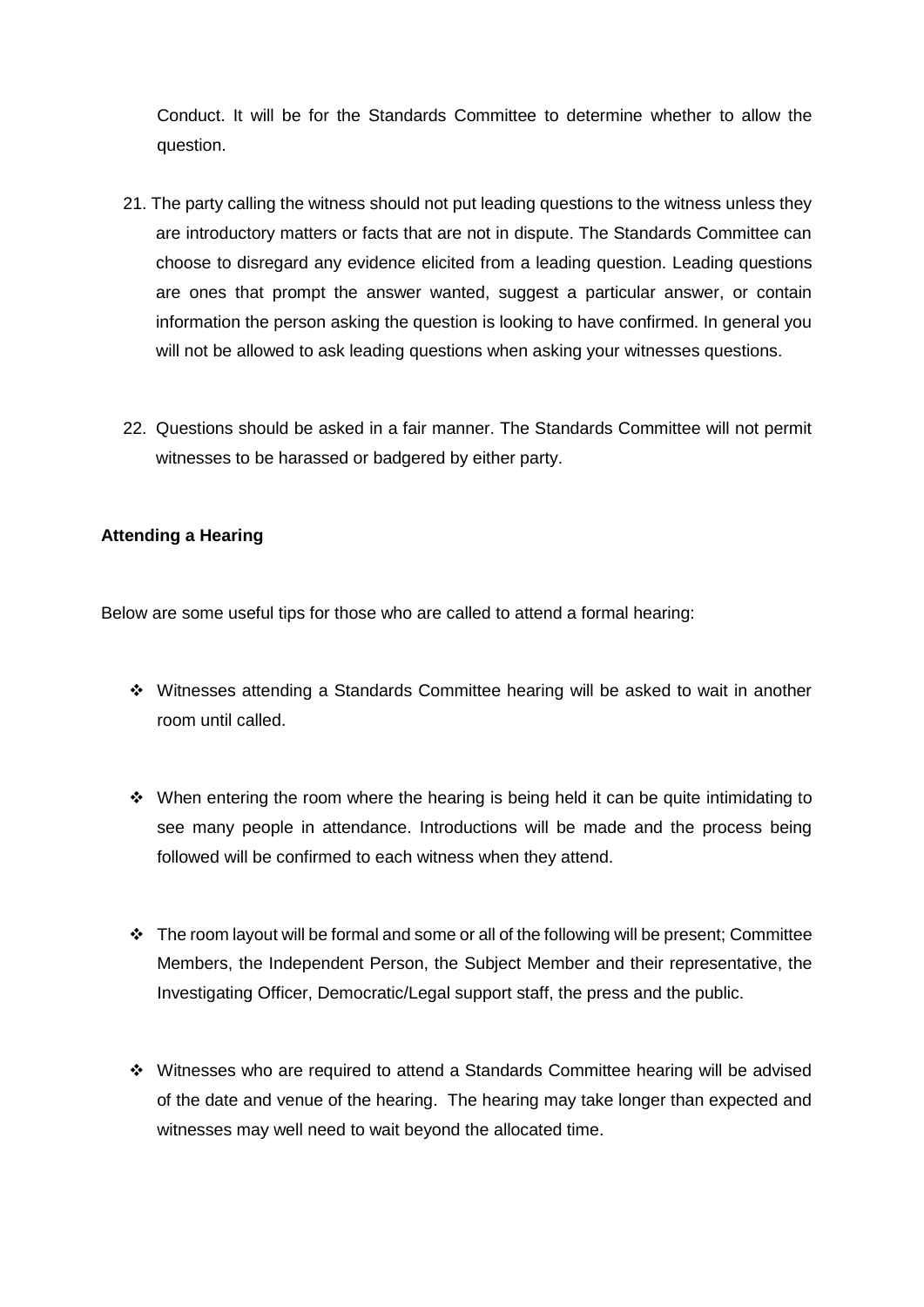Conduct. It will be for the Standards Committee to determine whether to allow the question.

21. The party calling the witness should not put leading questions to the witness unless they are introductory matters or facts that are not in dispute. The Standards Committee can choose to disregard any evidence elicited from a leading question. Leading questions are ones that prompt the answer wanted, suggest a particular answer, or contain information the person asking the question is looking to have confirmed. In general you will not be allowed to ask leading questions when asking your witnesses questions.

22. Questions should be asked in a fair manner. The Standards Committee will not permit witnesses to be harassed or badgered by either party.

**Attending a Hearing**

Below are some useful tips for those who are called to attend a formal hearing:

- Witnesses attending a Standards Committee hearing will be asked to wait in another room until called.

- When entering the room where the hearing is being held it can be quite intimidating to see many people in attendance. Introductions will be made and the process being followed will be confirmed to each witness when they attend.

- The room layout will be formal and some or all of the following will be present; Committee Members, the Independent Person, the Subject Member and their representative, the Investigating Officer, Democratic/Legal support staff, the press and the public.

- Witnesses who are required to attend a Standards Committee hearing will be advised of the date and venue of the hearing. The hearing may take longer than expected and witnesses may well need to wait beyond the allocated time.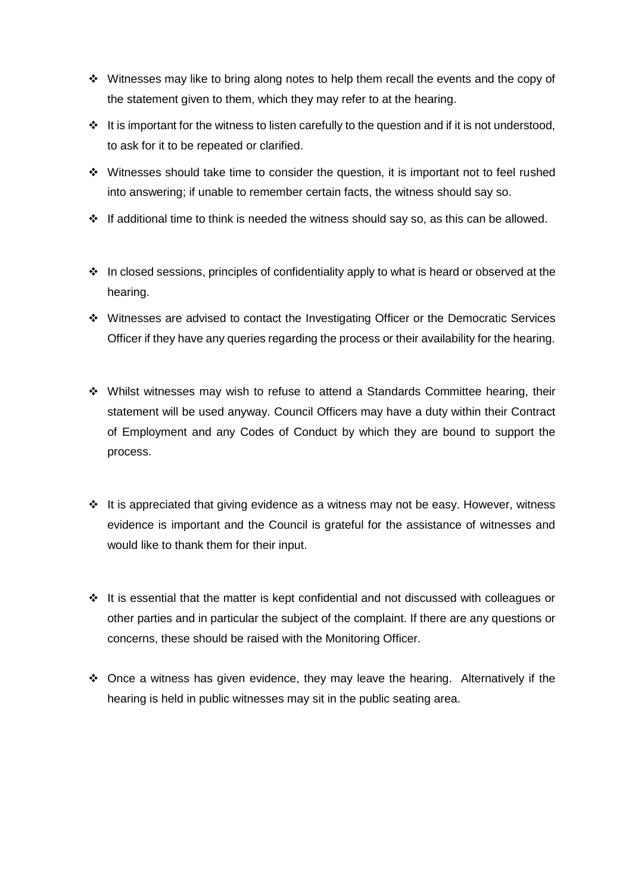- Witnesses may like to bring along notes to help them recall the events and the copy of the statement given to them, which they may refer to at the hearing.
- It is important for the witness to listen carefully to the question and if it is not understood, to ask for it to be repeated or clarified.
- Witnesses should take time to consider the question, it is important not to feel rushed into answering; if unable to remember certain facts, the witness should say so.
- If additional time to think is needed the witness should say so, as this can be allowed.
- In closed sessions, principles of confidentiality apply to what is heard or observed at the hearing.
- Witnesses are advised to contact the Investigating Officer or the Democratic Services Officer if they have any queries regarding the process or their availability for the hearing.
- Whilst witnesses may wish to refuse to attend a Standards Committee hearing, their statement will be used anyway. Council Officers may have a duty within their Contract of Employment and any Codes of Conduct by which they are bound to support the process.
- It is appreciated that giving evidence as a witness may not be easy. However, witness evidence is important and the Council is grateful for the assistance of witnesses and would like to thank them for their input.
- It is essential that the matter is kept confidential and not discussed with colleagues or other parties and in particular the subject of the complaint. If there are any questions or concerns, these should be raised with the Monitoring Officer.
- Once a witness has given evidence, they may leave the hearing. Alternatively if the hearing is held in public witnesses may sit in the public seating area.